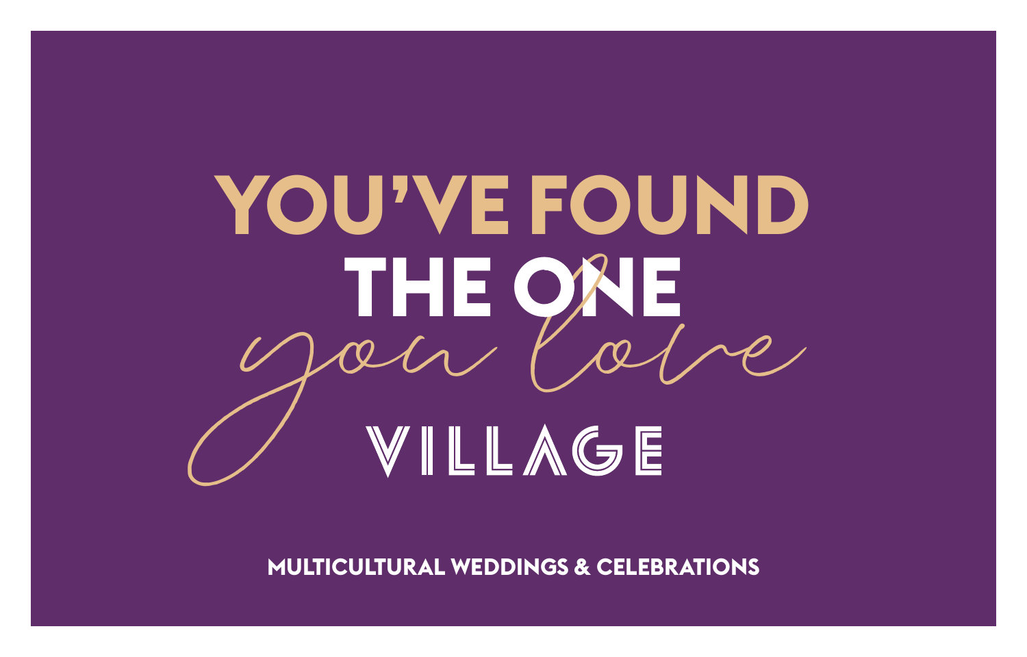# YOU'VE FOUND THE ONE

*you love*

## VILLAGE

**MULTICULTURAL WEDDINGS & CELEBRATIONS**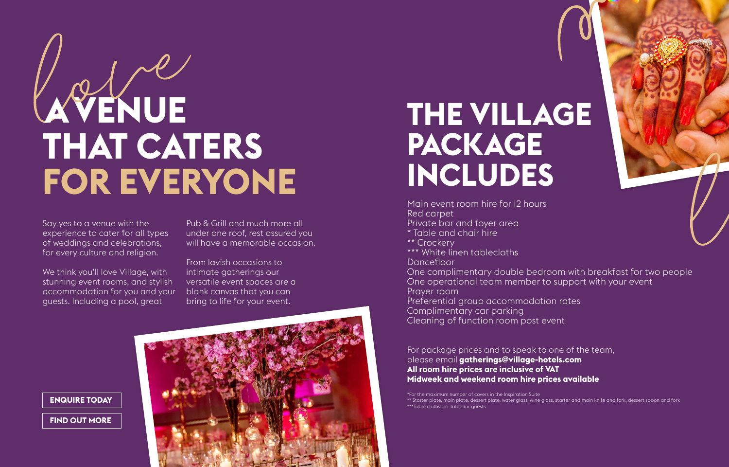# *love* A VENUE THAT CATERS FOR EVERYONE

Say yes to a venue with the experience to cater for all types of weddings and celebrations, for every culture and religion.

We think you'll love Village, with stunning event rooms, and stylish accommodation for you and your guests. Including a pool, great Pub & Grill and much more all under one roof, rest assured you will have a memorable occasion.

From lavish occasions to intimate gatherings our versatile event spaces are a blank canvas that you can bring to life for your event.

**ENQUIRE TODAY**

**FIND OUT MORE**

# THE VILLAGE PACKAGE INCLUDES

Main event room hire for 12 hours
Red carpet
Private bar and foyer area
* Table and chair hire
** Crockery
*** White linen tablecloths
Dancefloor
One complimentary double bedroom with breakfast for two people
One operational team member to support with your event
Prayer room
Preferential group accommodation rates
Complimentary car parking
Cleaning of function room post event

For package prices and to speak to one of the team, please email **gatherings@village-hotels.com**
**All room hire prices are inclusive of VAT**
**Midweek and weekend room hire prices available**

*For the maximum number of covers in the Inspiration Suite
** Starter plate, main plate, dessert plate, water glass, wine glass, starter and main knife and fork, dessert spoon and fork
***Table cloths per table for guests